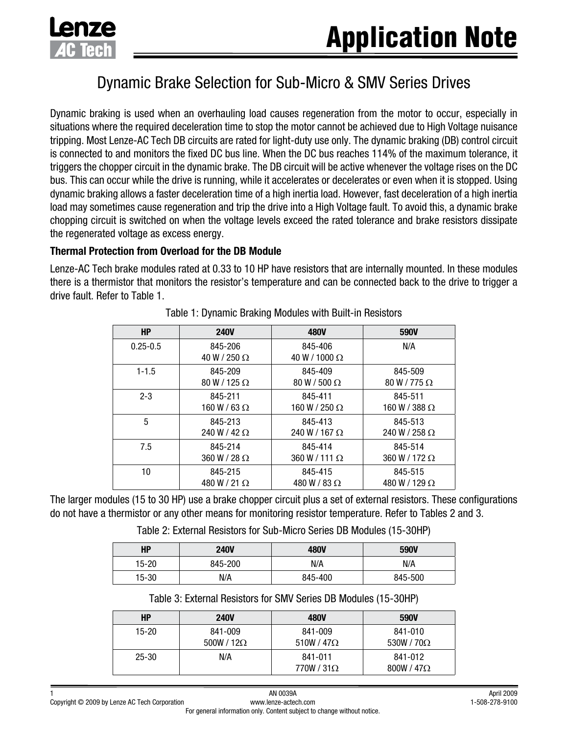# Application Note

## Dynamic Brake Selection for Sub-Micro & SMV Series Drives

Dynamic braking is used when an overhauling load causes regeneration from the motor to occur, especially in situations where the required deceleration time to stop the motor cannot be achieved due to High Voltage nuisance tripping. Most Lenze-AC Tech DB circuits are rated for light-duty use only. The dynamic braking (DB) control circuit is connected to and monitors the fixed DC bus line. When the DC bus reaches 114% of the maximum tolerance, it triggers the chopper circuit in the dynamic brake. The DB circuit will be active whenever the voltage rises on the DC bus. This can occur while the drive is running, while it accelerates or decelerates or even when it is stopped. Using dynamic braking allows a faster deceleration time of a high inertia load. However, fast deceleration of a high inertia load may sometimes cause regeneration and trip the drive into a High Voltage fault. To avoid this, a dynamic brake chopping circuit is switched on when the voltage levels exceed the rated tolerance and brake resistors dissipate the regenerated voltage as excess energy.

**Thermal Protection from Overload for the DB Module**

Lenze-AC Tech brake modules rated at 0.33 to 10 HP have resistors that are internally mounted. In these modules there is a thermistor that monitors the resistor's temperature and can be connected back to the drive to trigger a drive fault. Refer to Table 1.

Table 1: Dynamic Braking Modules with Built-in Resistors

| HP | 240V | 480V | 590V |
|---|---|---|---|
| 0.25-0.5 | 845-206<br>40 W / 250 Ω | 845-406<br>40 W / 1000 Ω | N/A |
| 1-1.5 | 845-209<br>80 W / 125 Ω | 845-409<br>80 W / 500 Ω | 845-509<br>80 W / 775 Ω |
| 2-3 | 845-211<br>160 W / 63 Ω | 845-411<br>160 W / 250 Ω | 845-511<br>160 W / 388 Ω |
| 5 | 845-213<br>240 W / 42 Ω | 845-413<br>240 W / 167 Ω | 845-513<br>240 W / 258 Ω |
| 7.5 | 845-214<br>360 W / 28 Ω | 845-414<br>360 W / 111 Ω | 845-514<br>360 W / 172 Ω |
| 10 | 845-215<br>480 W / 21 Ω | 845-415<br>480 W / 83 Ω | 845-515<br>480 W / 129 Ω |

The larger modules (15 to 30 HP) use a brake chopper circuit plus a set of external resistors. These configurations do not have a thermistor or any other means for monitoring resistor temperature. Refer to Tables 2 and 3.

Table 2: External Resistors for Sub-Micro Series DB Modules (15-30HP)

| HP | 240V | 480V | 590V |
|---|---|---|---|
| 15-20 | 845-200 | N/A | N/A |
| 15-30 | N/A | 845-400 | 845-500 |

Table 3: External Resistors for SMV Series DB Modules (15-30HP)

| HP | 240V | 480V | 590V |
|---|---|---|---|
| 15-20 | 841-009<br>500W / 12Ω | 841-009<br>510W / 47Ω | 841-010<br>530W / 70Ω |
| 25-30 | N/A | 841-011<br>770W / 31Ω | 841-012<br>800W / 47Ω |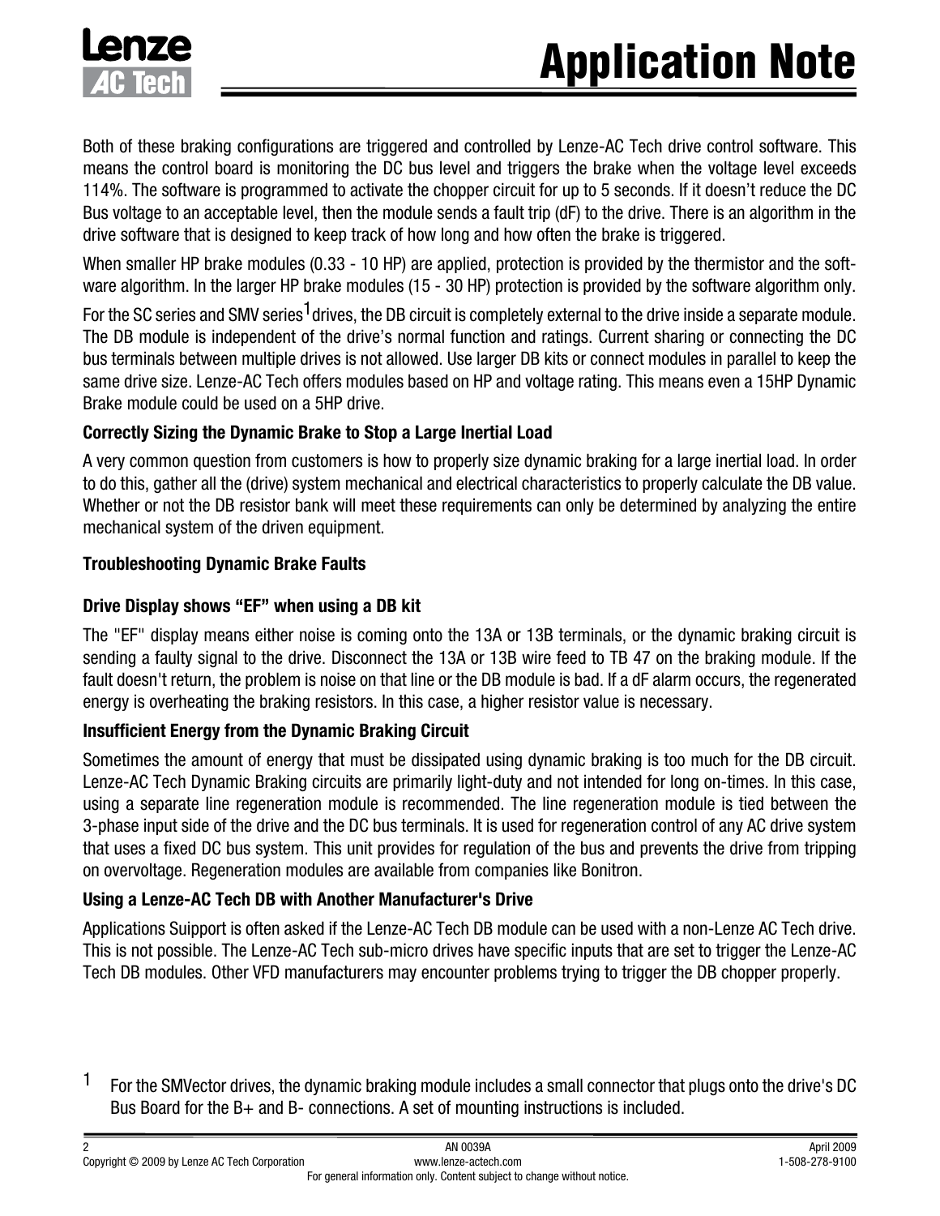Both of these braking configurations are triggered and controlled by Lenze-AC Tech drive control software. This means the control board is monitoring the DC bus level and triggers the brake when the voltage level exceeds 114%. The software is programmed to activate the chopper circuit for up to 5 seconds. If it doesn't reduce the DC Bus voltage to an acceptable level, then the module sends a fault trip (dF) to the drive. There is an algorithm in the drive software that is designed to keep track of how long and how often the brake is triggered.

When smaller HP brake modules (0.33 - 10 HP) are applied, protection is provided by the thermistor and the software algorithm. In the larger HP brake modules (15 - 30 HP) protection is provided by the software algorithm only.

For the SC series and SMV series[1] drives, the DB circuit is completely external to the drive inside a separate module. The DB module is independent of the drive's normal function and ratings. Current sharing or connecting the DC bus terminals between multiple drives is not allowed. Use larger DB kits or connect modules in parallel to keep the same drive size. Lenze-AC Tech offers modules based on HP and voltage rating. This means even a 15HP Dynamic Brake module could be used on a 5HP drive.

### Correctly Sizing the Dynamic Brake to Stop a Large Inertial Load

A very common question from customers is how to properly size dynamic braking for a large inertial load. In order to do this, gather all the (drive) system mechanical and electrical characteristics to properly calculate the DB value. Whether or not the DB resistor bank will meet these requirements can only be determined by analyzing the entire mechanical system of the driven equipment.

### Troubleshooting Dynamic Brake Faults

### Drive Display shows "EF" when using a DB kit

The "EF" display means either noise is coming onto the 13A or 13B terminals, or the dynamic braking circuit is sending a faulty signal to the drive. Disconnect the 13A or 13B wire feed to TB 47 on the braking module. If the fault doesn't return, the problem is noise on that line or the DB module is bad. If a dF alarm occurs, the regenerated energy is overheating the braking resistors. In this case, a higher resistor value is necessary.

### Insufficient Energy from the Dynamic Braking Circuit

Sometimes the amount of energy that must be dissipated using dynamic braking is too much for the DB circuit. Lenze-AC Tech Dynamic Braking circuits are primarily light-duty and not intended for long on-times. In this case, using a separate line regeneration module is recommended. The line regeneration module is tied between the 3-phase input side of the drive and the DC bus terminals. It is used for regeneration control of any AC drive system that uses a fixed DC bus system. This unit provides for regulation of the bus and prevents the drive from tripping on overvoltage. Regeneration modules are available from companies like Bonitron.

### Using a Lenze-AC Tech DB with Another Manufacturer's Drive

Applications Suipport is often asked if the Lenze-AC Tech DB module can be used with a non-Lenze AC Tech drive. This is not possible. The Lenze-AC Tech sub-micro drives have specific inputs that are set to trigger the Lenze-AC Tech DB modules. Other VFD manufacturers may encounter problems trying to trigger the DB chopper properly.

[1] For the SMVector drives, the dynamic braking module includes a small connector that plugs onto the drive's DC Bus Board for the B+ and B- connections. A set of mounting instructions is included.